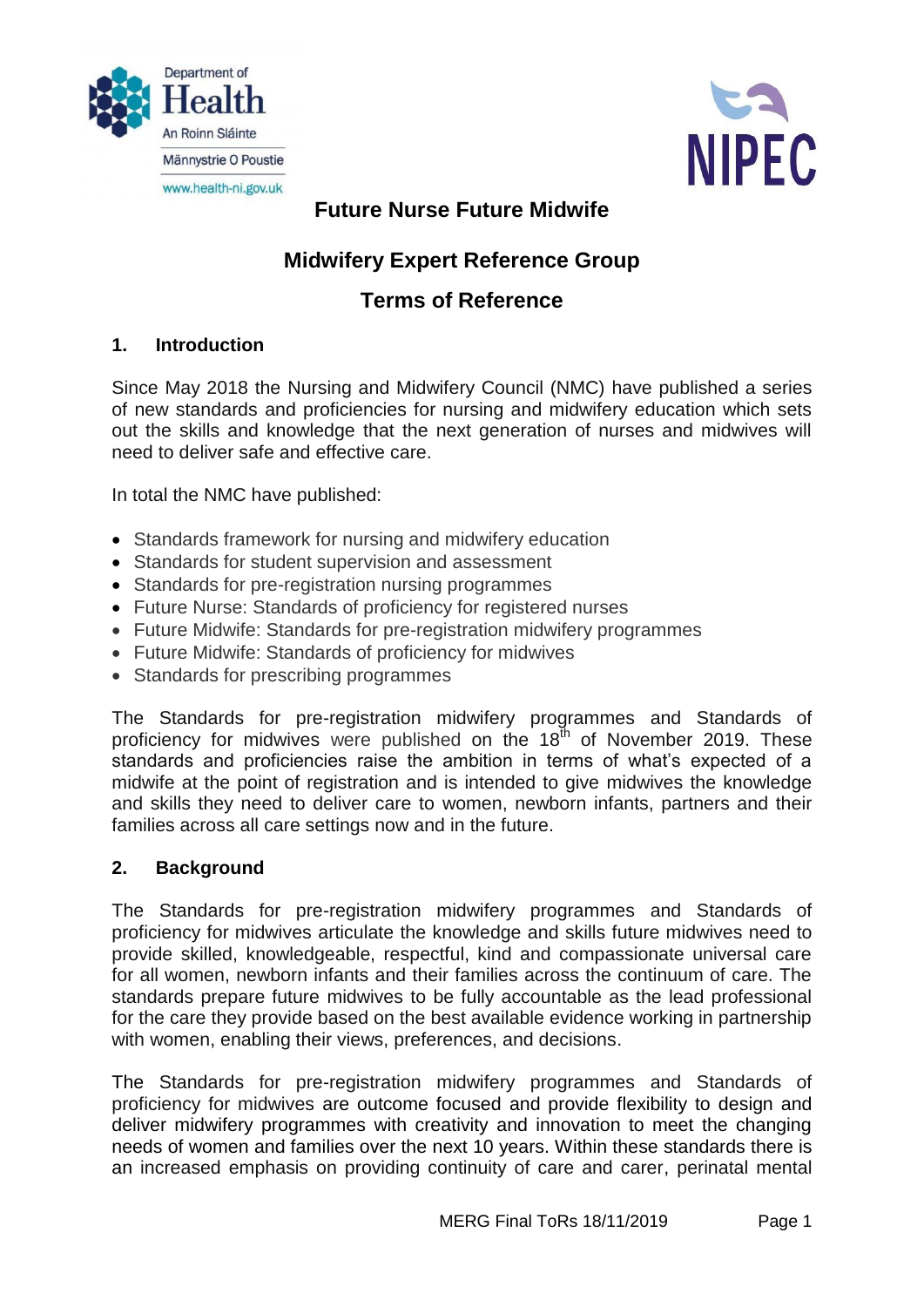# Future Nurse Future Midwife

## Midwifery Expert Reference Group

## Terms of Reference

### 1. Introduction

Since May 2018 the Nursing and Midwifery Council (NMC) have published a series of new standards and proficiencies for nursing and midwifery education which sets out the skills and knowledge that the next generation of nurses and midwives will need to deliver safe and effective care.

In total the NMC have published:

- Standards framework for nursing and midwifery education
- Standards for student supervision and assessment
- Standards for pre-registration nursing programmes
- Future Nurse: Standards of proficiency for registered nurses
- Future Midwife: Standards for pre-registration midwifery programmes
- Future Midwife: Standards of proficiency for midwives
- Standards for prescribing programmes

The Standards for pre-registration midwifery programmes and Standards of proficiency for midwives were published on the 18th of November 2019. These standards and proficiencies raise the ambition in terms of what's expected of a midwife at the point of registration and is intended to give midwives the knowledge and skills they need to deliver care to women, newborn infants, partners and their families across all care settings now and in the future.

### 2. Background

The Standards for pre-registration midwifery programmes and Standards of proficiency for midwives articulate the knowledge and skills future midwives need to provide skilled, knowledgeable, respectful, kind and compassionate universal care for all women, newborn infants and their families across the continuum of care. The standards prepare future midwives to be fully accountable as the lead professional for the care they provide based on the best available evidence working in partnership with women, enabling their views, preferences, and decisions.

The Standards for pre-registration midwifery programmes and Standards of proficiency for midwives are outcome focused and provide flexibility to design and deliver midwifery programmes with creativity and innovation to meet the changing needs of women and families over the next 10 years. Within these standards there is an increased emphasis on providing continuity of care and carer, perinatal mental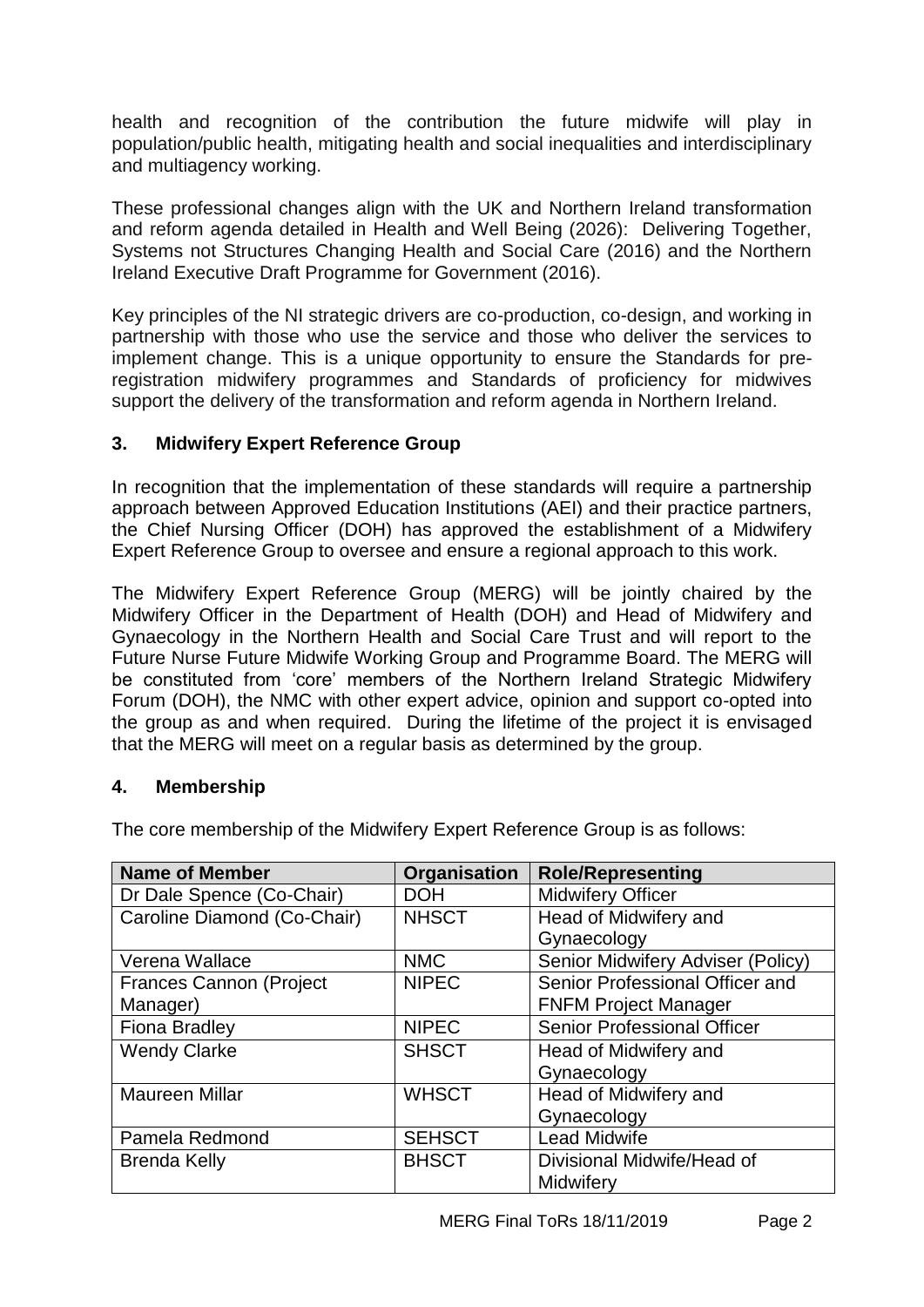health and recognition of the contribution the future midwife will play in population/public health, mitigating health and social inequalities and interdisciplinary and multiagency working.

These professional changes align with the UK and Northern Ireland transformation and reform agenda detailed in Health and Well Being (2026): Delivering Together, Systems not Structures Changing Health and Social Care (2016) and the Northern Ireland Executive Draft Programme for Government (2016).

Key principles of the NI strategic drivers are co-production, co-design, and working in partnership with those who use the service and those who deliver the services to implement change. This is a unique opportunity to ensure the Standards for pre-registration midwifery programmes and Standards of proficiency for midwives support the delivery of the transformation and reform agenda in Northern Ireland.

## 3. Midwifery Expert Reference Group

In recognition that the implementation of these standards will require a partnership approach between Approved Education Institutions (AEI) and their practice partners, the Chief Nursing Officer (DOH) has approved the establishment of a Midwifery Expert Reference Group to oversee and ensure a regional approach to this work.

The Midwifery Expert Reference Group (MERG) will be jointly chaired by the Midwifery Officer in the Department of Health (DOH) and Head of Midwifery and Gynaecology in the Northern Health and Social Care Trust and will report to the Future Nurse Future Midwife Working Group and Programme Board. The MERG will be constituted from 'core' members of the Northern Ireland Strategic Midwifery Forum (DOH), the NMC with other expert advice, opinion and support co-opted into the group as and when required. During the lifetime of the project it is envisaged that the MERG will meet on a regular basis as determined by the group.

## 4. Membership

The core membership of the Midwifery Expert Reference Group is as follows:

| Name of Member | Organisation | Role/Representing |
|---|---|---|
| Dr Dale Spence (Co-Chair) | DOH | Midwifery Officer |
| Caroline Diamond (Co-Chair) | NHSCT | Head of Midwifery and Gynaecology |
| Verena Wallace | NMC | Senior Midwifery Adviser (Policy) |
| Frances Cannon (Project Manager) | NIPEC | Senior Professional Officer and FNFM Project Manager |
| Fiona Bradley | NIPEC | Senior Professional Officer |
| Wendy Clarke | SHSCT | Head of Midwifery and Gynaecology |
| Maureen Millar | WHSCT | Head of Midwifery and Gynaecology |
| Pamela Redmond | SEHSCT | Lead Midwife |
| Brenda Kelly | BHSCT | Divisional Midwife/Head of Midwifery |

MERG Final ToRs 18/11/2019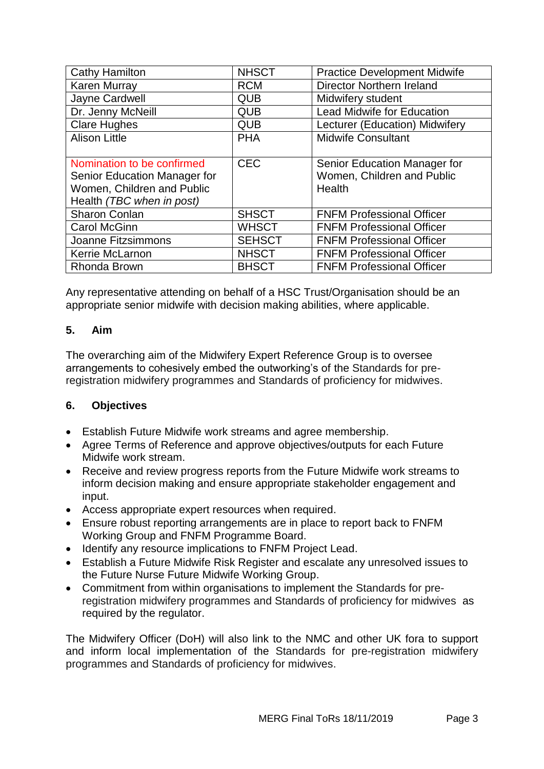| Cathy Hamilton | NHSCT | Practice Development Midwife |
| --- | --- | --- |
| Karen Murray | RCM | Director Northern Ireland |
| Jayne Cardwell | QUB | Midwifery student |
| Dr. Jenny McNeill | QUB | Lead Midwife for Education |
| Clare Hughes | QUB | Lecturer (Education) Midwifery |
| Alison Little | PHA | Midwife Consultant |
| Nomination to be confirmed Senior Education Manager for Women, Children and Public Health *(TBC when in post)* | CEC | Senior Education Manager for Women, Children and Public Health |
| Sharon Conlan | SHSCT | FNFM Professional Officer |
| Carol McGinn | WHSCT | FNFM Professional Officer |
| Joanne Fitzsimmons | SEHSCT | FNFM Professional Officer |
| Kerrie McLarnon | NHSCT | FNFM Professional Officer |
| Rhonda Brown | BHSCT | FNFM Professional Officer |

Any representative attending on behalf of a HSC Trust/Organisation should be an appropriate senior midwife with decision making abilities, where applicable.

## 5. Aim

The overarching aim of the Midwifery Expert Reference Group is to oversee arrangements to cohesively embed the outworking's of the Standards for pre-registration midwifery programmes and Standards of proficiency for midwives.

## 6. Objectives

- Establish Future Midwife work streams and agree membership.
- Agree Terms of Reference and approve objectives/outputs for each Future Midwife work stream.
- Receive and review progress reports from the Future Midwife work streams to inform decision making and ensure appropriate stakeholder engagement and input.
- Access appropriate expert resources when required.
- Ensure robust reporting arrangements are in place to report back to FNFM Working Group and FNFM Programme Board.
- Identify any resource implications to FNFM Project Lead.
- Establish a Future Midwife Risk Register and escalate any unresolved issues to the Future Nurse Future Midwife Working Group.
- Commitment from within organisations to implement the Standards for pre-registration midwifery programmes and Standards of proficiency for midwives as required by the regulator.

The Midwifery Officer (DoH) will also link to the NMC and other UK fora to support and inform local implementation of the Standards for pre-registration midwifery programmes and Standards of proficiency for midwives.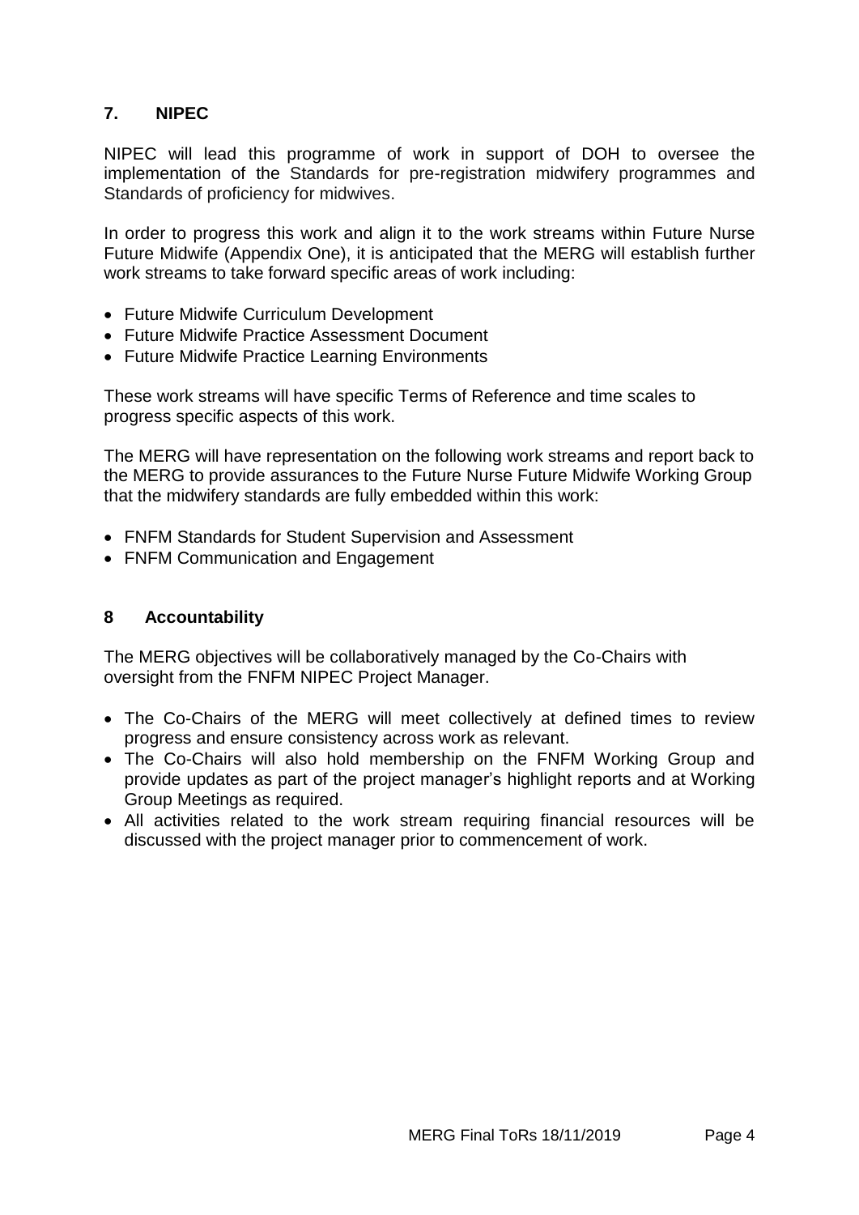## 7. NIPEC

NIPEC will lead this programme of work in support of DOH to oversee the implementation of the Standards for pre-registration midwifery programmes and Standards of proficiency for midwives.

In order to progress this work and align it to the work streams within Future Nurse Future Midwife (Appendix One), it is anticipated that the MERG will establish further work streams to take forward specific areas of work including:

- Future Midwife Curriculum Development
- Future Midwife Practice Assessment Document
- Future Midwife Practice Learning Environments

These work streams will have specific Terms of Reference and time scales to progress specific aspects of this work.

The MERG will have representation on the following work streams and report back to the MERG to provide assurances to the Future Nurse Future Midwife Working Group that the midwifery standards are fully embedded within this work:

- FNFM Standards for Student Supervision and Assessment
- FNFM Communication and Engagement

## 8 Accountability

The MERG objectives will be collaboratively managed by the Co-Chairs with oversight from the FNFM NIPEC Project Manager.

- The Co-Chairs of the MERG will meet collectively at defined times to review progress and ensure consistency across work as relevant.
- The Co-Chairs will also hold membership on the FNFM Working Group and provide updates as part of the project manager's highlight reports and at Working Group Meetings as required.
- All activities related to the work stream requiring financial resources will be discussed with the project manager prior to commencement of work.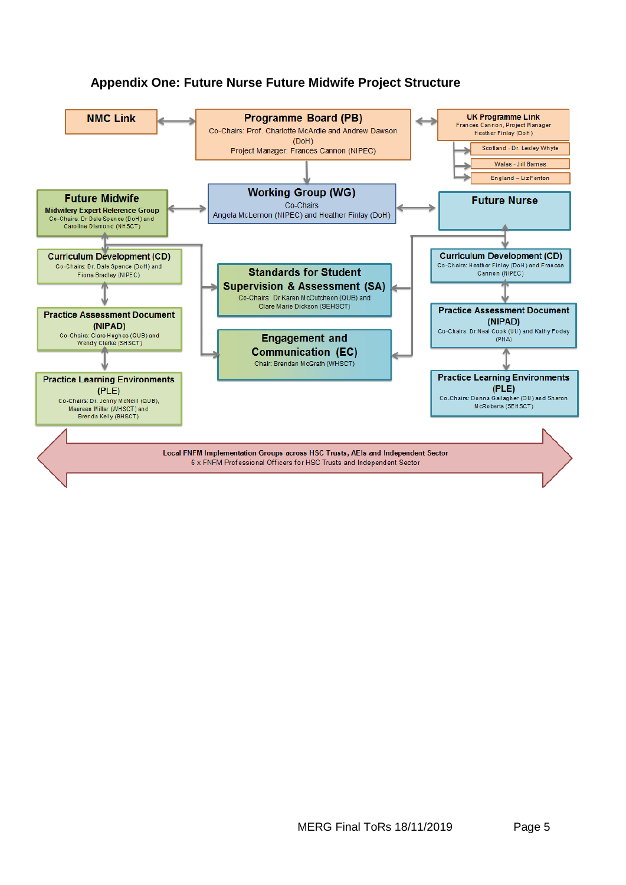## Appendix One: Future Nurse Future Midwife Project Structure

NMC Link

**Programme Board (PB)**
Co-Chairs: Prof. Charlotte McArdle and Andrew Dawson (DoH)
Project Manager: Frances Cannon (NIPEC)

**UK Programme Link**
Frances Cannon, Project Manager
Heather Finlay (DoH)

Scotland - Dr. Lesley Whyte

Wales - Jill Barnes

England – Liz Fenton

**Future Midwife**
Midwifery Expert Reference Group
Co-Chairs: Dr Dale Spence (DoH) and Caroline Diamond (NHSCT)

**Working Group (WG)**
Co-Chairs
Angela McLernon (NIPEC) and Heather Finlay (DoH)

**Future Nurse**

**Curriculum Development (CD)**
Co-Chairs: Dr. Dale Spence (DoH) and Fiona Bradley (NIPEC)

**Standards for Student Supervision & Assessment (SA)**
Co-Chairs: Dr Karen McCutcheon (QUB) and Clare Marie Dickson (SEHSCT)

**Curriculum Development (CD)**
Co-Chairs: Heather Finlay (DoH) and Frances Cannon (NIPEC)

**Practice Assessment Document (NIPAD)**
Co-Chairs: Clare Hughes (QUB) and Wendy Clarke (SHSCT)

**Engagement and Communication (EC)**
Chair: Brendan McGrath (WHSCT)

**Practice Assessment Document (NIPAD)**
Co-Chairs: Dr Neal Cook (UU) and Kathy Fodey (PHA)

**Practice Learning Environments (PLE)**
Co-Chairs: Dr. Jenny McNeill (QUB), Maureen Millar (WHSCT) and Brenda Kelly (BHSCT)

**Practice Learning Environments (PLE)**
Co-Chairs: Donna Gallagher (OU) and Sharon McRoberts (SEHSCT)

Local FNFM Implementation Groups across HSC Trusts, AEIs and Independent Sector
6 x FNFM Professional Officers for HSC Trusts and Independent Sector

MERG Final ToRs 18/11/2019